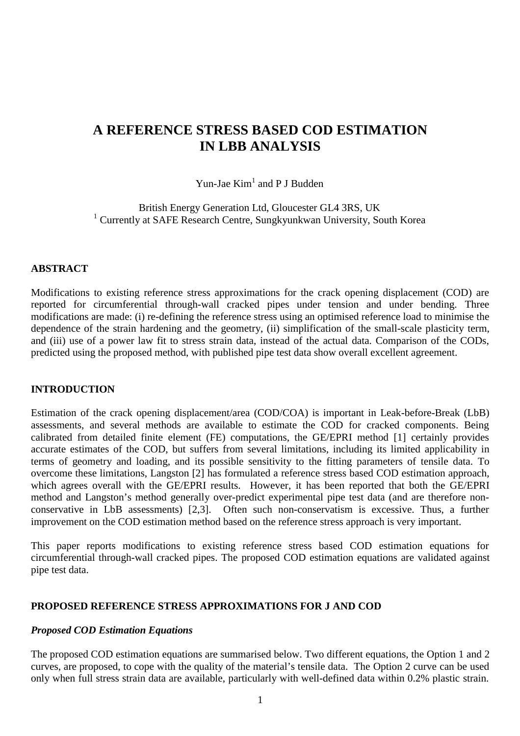# A REFERENCE STRESS BASED COD ESTIMATION IN LBB ANALYSIS

Yun-Jae Kim[1] and P J Budden

British Energy Generation Ltd, Gloucester GL4 3RS, UK
[1] Currently at SAFE Research Centre, Sungkyunkwan University, South Korea

## ABSTRACT

Modifications to existing reference stress approximations for the crack opening displacement (COD) are reported for circumferential through-wall cracked pipes under tension and under bending. Three modifications are made: (i) re-defining the reference stress using an optimised reference load to minimise the dependence of the strain hardening and the geometry, (ii) simplification of the small-scale plasticity term, and (iii) use of a power law fit to stress strain data, instead of the actual data. Comparison of the CODs, predicted using the proposed method, with published pipe test data show overall excellent agreement.

## INTRODUCTION

Estimation of the crack opening displacement/area (COD/COA) is important in Leak-before-Break (LbB) assessments, and several methods are available to estimate the COD for cracked components. Being calibrated from detailed finite element (FE) computations, the GE/EPRI method [1] certainly provides accurate estimates of the COD, but suffers from several limitations, including its limited applicability in terms of geometry and loading, and its possible sensitivity to the fitting parameters of tensile data. To overcome these limitations, Langston [2] has formulated a reference stress based COD estimation approach, which agrees overall with the GE/EPRI results. However, it has been reported that both the GE/EPRI method and Langston's method generally over-predict experimental pipe test data (and are therefore non-conservative in LbB assessments) [2,3]. Often such non-conservatism is excessive. Thus, a further improvement on the COD estimation method based on the reference stress approach is very important.

This paper reports modifications to existing reference stress based COD estimation equations for circumferential through-wall cracked pipes. The proposed COD estimation equations are validated against pipe test data.

## PROPOSED REFERENCE STRESS APPROXIMATIONS FOR J AND COD

### *Proposed COD Estimation Equations*

The proposed COD estimation equations are summarised below. Two different equations, the Option 1 and 2 curves, are proposed, to cope with the quality of the material's tensile data. The Option 2 curve can be used only when full stress strain data are available, particularly with well-defined data within 0.2% plastic strain.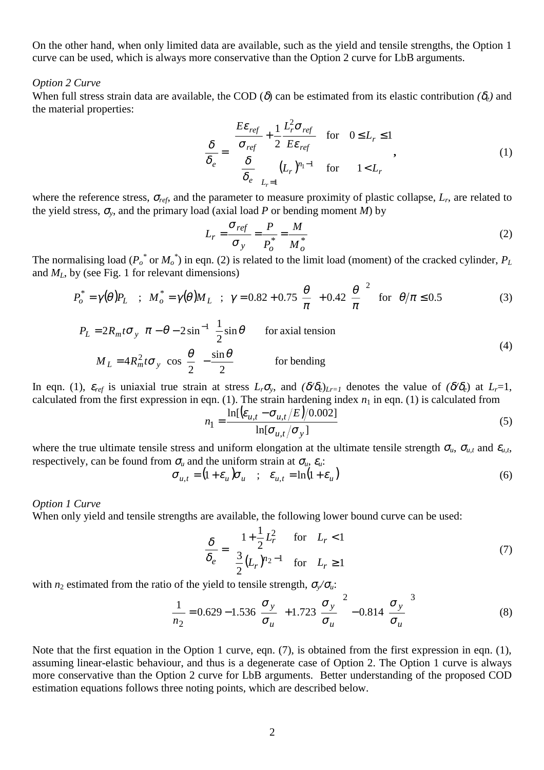On the other hand, when only limited data are available, such as the yield and tensile strengths, the Option 1 curve can be used, which is always more conservative than the Option 2 curve for LbB arguments.

*Option 2 Curve*

When full stress strain data are available, the COD ($\delta$) can be estimated from its elastic contribution ($\delta_e$) and the material properties:

$$\frac{\delta}{\delta_e} = \begin{cases} \dfrac{E\varepsilon_{ref}}{\sigma_{ref}} + \dfrac{1}{2}\dfrac{L_r^2 \sigma_{ref}}{E\varepsilon_{ref}} & \text{for} \quad 0 \le L_r \le 1 \\ \left(\dfrac{\delta}{\delta_e}\right)_{L_r=1} (L_r)^{n_1 - 1} & \text{for} \quad 1 < L_r \end{cases}, \tag{1}$$

where the reference stress, $\sigma_{ref}$, and the parameter to measure proximity of plastic collapse, $L_r$, are related to the yield stress, $\sigma_y$, and the primary load (axial load $P$ or bending moment $M$) by

$$L_r = \frac{\sigma_{ref}}{\sigma_y} = \frac{P}{P_o^*} = \frac{M}{M_o^*} \tag{2}$$

The normalising load ($P_o^*$ or $M_o^*$) in eqn. (2) is related to the limit load (moment) of the cracked cylinder, $P_L$ and $M_L$, by (see Fig. 1 for relevant dimensions)

$$P_o^* = \gamma(\theta) P_L \quad ; \quad M_o^* = \gamma(\theta) M_L \quad ; \quad \gamma = 0.82 + 0.75\left(\frac{\theta}{\pi}\right) + 0.42\left(\frac{\theta}{\pi}\right)^2 \quad \text{for} \quad \theta/\pi \le 0.5 \tag{3}$$

$$\begin{aligned} P_L &= 2R_m t \sigma_y \left[\pi - \theta - 2\sin^{-1}\left(\frac{1}{2}\sin\theta\right)\right] && \text{for axial tension} \\ M_L &= 4R_m^2 t \sigma_y \left[\cos\left(\frac{\theta}{2}\right) - \frac{\sin\theta}{2}\right] && \text{for bending} \end{aligned} \tag{4}$$

In eqn. (1), $\varepsilon_{ref}$ is uniaxial true strain at stress $L_r\sigma_y$, and $(\delta/\delta_e)_{L_r=1}$ denotes the value of $(\delta/\delta_e)$ at $L_r$=1, calculated from the first expression in eqn. (1). The strain hardening index $n_1$ in eqn. (1) is calculated from

$$n_1 = \frac{\ln[(\varepsilon_{u,t} - \sigma_{u,t}/E)/0.002]}{\ln[\sigma_{u,t}/\sigma_y]} \tag{5}$$

where the true ultimate tensile stress and uniform elongation at the ultimate tensile strength $\sigma_u$, $\sigma_{u,t}$ and $\varepsilon_{u,t}$, respectively, can be found from $\sigma_u$ and the uniform strain at $\sigma_u$, $\varepsilon_u$:

$$\sigma_{u,t} = (1+\varepsilon_u)\sigma_u \quad ; \quad \varepsilon_{u,t} = \ln(1+\varepsilon_u) \tag{6}$$

*Option 1 Curve*

When only yield and tensile strengths are available, the following lower bound curve can be used:

$$\frac{\delta}{\delta_e} = \begin{cases} 1 + \dfrac{1}{2}L_r^2 & \text{for} \quad L_r < 1 \\ \dfrac{3}{2}(L_r)^{n_2 - 1} & \text{for} \quad L_r \ge 1 \end{cases} \tag{7}$$

with $n_2$ estimated from the ratio of the yield to tensile strength, $\sigma_y/\sigma_u$:

$$\frac{1}{n_2} = 0.629 - 1.536\left(\frac{\sigma_y}{\sigma_u}\right) + 1.723\left(\frac{\sigma_y}{\sigma_u}\right)^2 - 0.814\left(\frac{\sigma_y}{\sigma_u}\right)^3 \tag{8}$$

Note that the first equation in the Option 1 curve, eqn. (7), is obtained from the first expression in eqn. (1), assuming linear-elastic behaviour, and thus is a degenerate case of Option 2. The Option 1 curve is always more conservative than the Option 2 curve for LbB arguments. Better understanding of the proposed COD estimation equations follows three noting points, which are described below.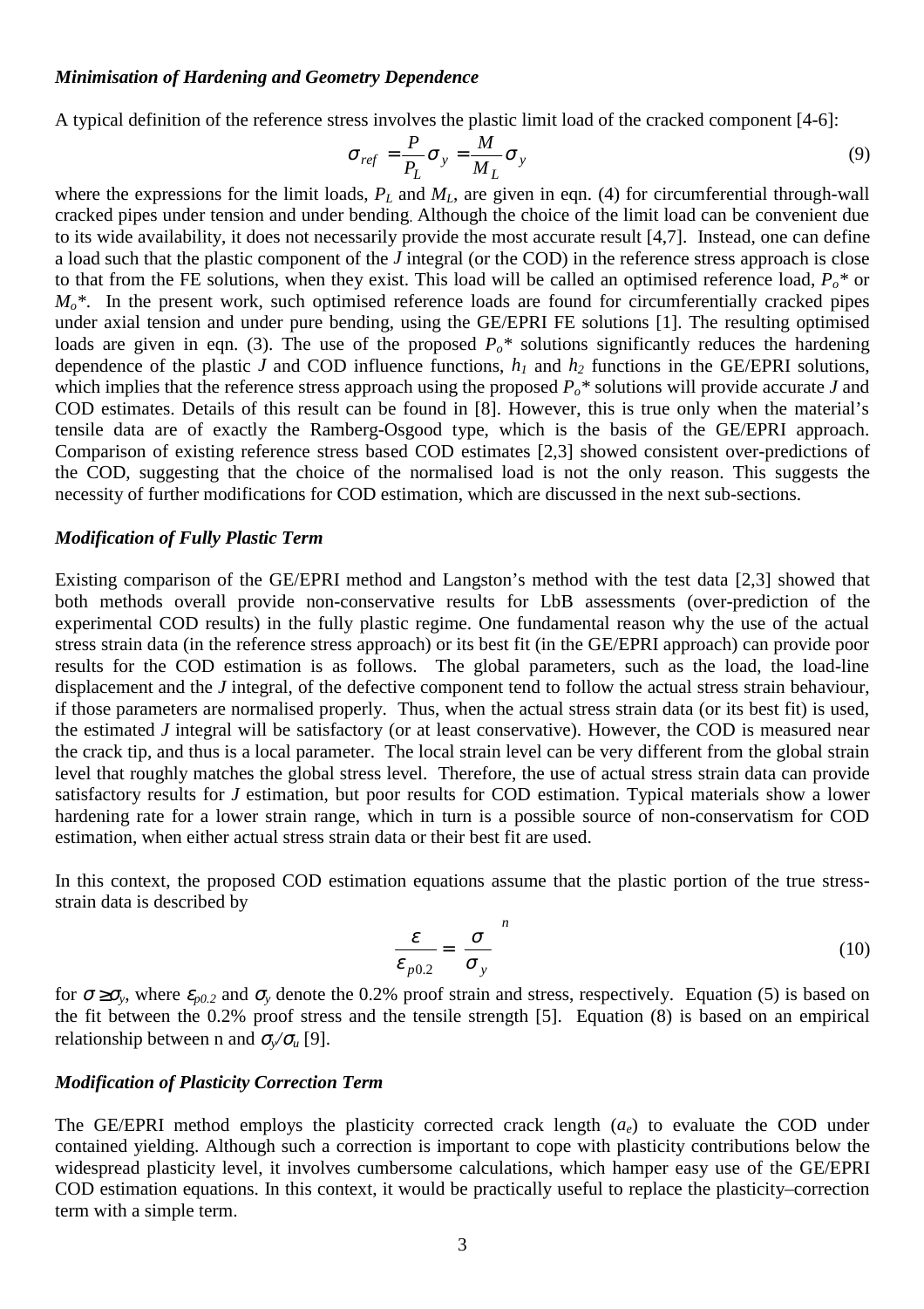### *Minimisation of Hardening and Geometry Dependence*

A typical definition of the reference stress involves the plastic limit load of the cracked component [4-6]:

$$\sigma_{ref} = \frac{P}{P_L}\sigma_y = \frac{M}{M_L}\sigma_y \tag{9}$$

where the expressions for the limit loads, $P_L$ and $M_L$, are given in eqn. (4) for circumferential through-wall cracked pipes under tension and under bending. Although the choice of the limit load can be convenient due to its wide availability, it does not necessarily provide the most accurate result [4,7]. Instead, one can define a load such that the plastic component of the $J$ integral (or the COD) in the reference stress approach is close to that from the FE solutions, when they exist. This load will be called an optimised reference load, $P_o$* or $M_o$*. In the present work, such optimised reference loads are found for circumferentially cracked pipes under axial tension and under pure bending, using the GE/EPRI FE solutions [1]. The resulting optimised loads are given in eqn. (3). The use of the proposed $P_o$* solutions significantly reduces the hardening dependence of the plastic $J$ and COD influence functions, $h_1$ and $h_2$ functions in the GE/EPRI solutions, which implies that the reference stress approach using the proposed $P_o$* solutions will provide accurate $J$ and COD estimates. Details of this result can be found in [8]. However, this is true only when the material's tensile data are of exactly the Ramberg-Osgood type, which is the basis of the GE/EPRI approach. Comparison of existing reference stress based COD estimates [2,3] showed consistent over-predictions of the COD, suggesting that the choice of the normalised load is not the only reason. This suggests the necessity of further modifications for COD estimation, which are discussed in the next sub-sections.

### *Modification of Fully Plastic Term*

Existing comparison of the GE/EPRI method and Langston's method with the test data [2,3] showed that both methods overall provide non-conservative results for LbB assessments (over-prediction of the experimental COD results) in the fully plastic regime. One fundamental reason why the use of the actual stress strain data (in the reference stress approach) or its best fit (in the GE/EPRI approach) can provide poor results for the COD estimation is as follows. The global parameters, such as the load, the load-line displacement and the $J$ integral, of the defective component tend to follow the actual stress strain behaviour, if those parameters are normalised properly. Thus, when the actual stress strain data (or its best fit) is used, the estimated $J$ integral will be satisfactory (or at least conservative). However, the COD is measured near the crack tip, and thus is a local parameter. The local strain level can be very different from the global strain level that roughly matches the global stress level. Therefore, the use of actual stress strain data can provide satisfactory results for $J$ estimation, but poor results for COD estimation. Typical materials show a lower hardening rate for a lower strain range, which in turn is a possible source of non-conservatism for COD estimation, when either actual stress strain data or their best fit are used.

In this context, the proposed COD estimation equations assume that the plastic portion of the true stress-strain data is described by

$$\frac{\varepsilon}{\varepsilon_{p0.2}} = \left(\frac{\sigma}{\sigma_y}\right)^n \tag{10}$$

for $\sigma \geq \sigma_y$, where $\varepsilon_{p0.2}$ and $\sigma_y$ denote the 0.2% proof strain and stress, respectively. Equation (5) is based on the fit between the 0.2% proof stress and the tensile strength [5]. Equation (8) is based on an empirical relationship between n and $\sigma_y/\sigma_u$ [9].

### *Modification of Plasticity Correction Term*

The GE/EPRI method employs the plasticity corrected crack length ($a_e$) to evaluate the COD under contained yielding. Although such a correction is important to cope with plasticity contributions below the widespread plasticity level, it involves cumbersome calculations, which hamper easy use of the GE/EPRI COD estimation equations. In this context, it would be practically useful to replace the plasticity–correction term with a simple term.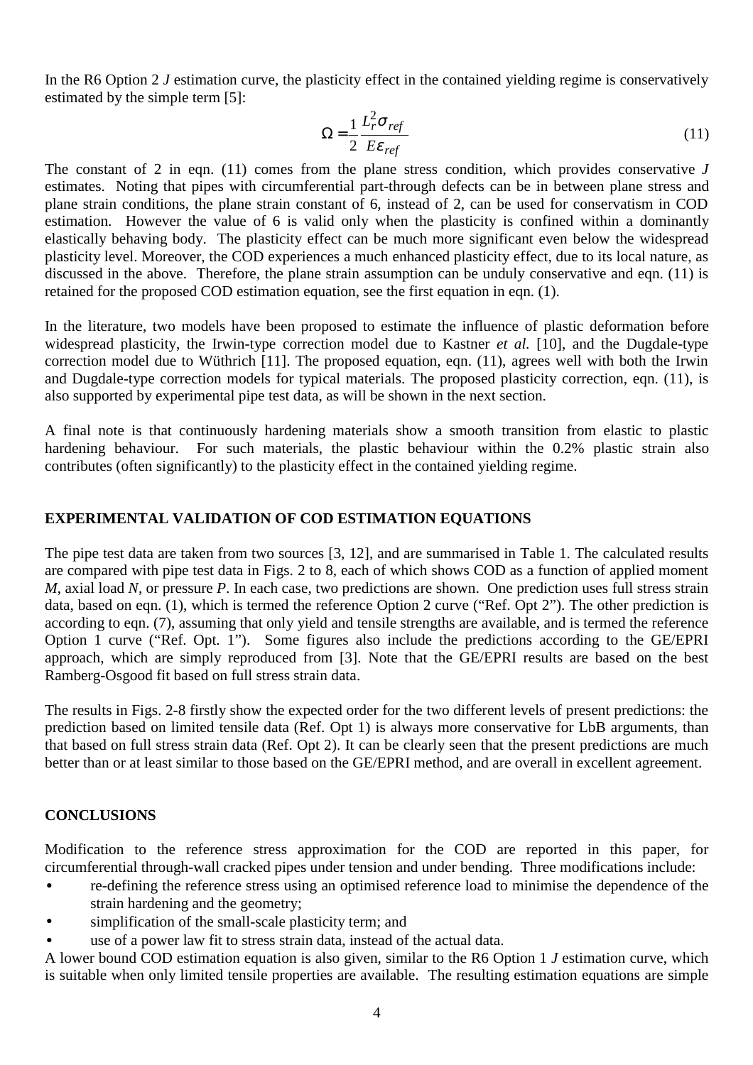In the R6 Option 2 $J$ estimation curve, the plasticity effect in the contained yielding regime is conservatively estimated by the simple term [5]:

$$\Omega = \frac{1}{2}\frac{L_r^2 \sigma_{ref}}{E\varepsilon_{ref}} \tag{11}$$

The constant of 2 in eqn. (11) comes from the plane stress condition, which provides conservative $J$ estimates. Noting that pipes with circumferential part-through defects can be in between plane stress and plane strain conditions, the plane strain constant of 6, instead of 2, can be used for conservatism in COD estimation. However the value of 6 is valid only when the plasticity is confined within a dominantly elastically behaving body. The plasticity effect can be much more significant even below the widespread plasticity level. Moreover, the COD experiences a much enhanced plasticity effect, due to its local nature, as discussed in the above. Therefore, the plane strain assumption can be unduly conservative and eqn. (11) is retained for the proposed COD estimation equation, see the first equation in eqn. (1).

In the literature, two models have been proposed to estimate the influence of plastic deformation before widespread plasticity, the Irwin-type correction model due to Kastner *et al.* [10], and the Dugdale-type correction model due to Wüthrich [11]. The proposed equation, eqn. (11), agrees well with both the Irwin and Dugdale-type correction models for typical materials. The proposed plasticity correction, eqn. (11), is also supported by experimental pipe test data, as will be shown in the next section.

A final note is that continuously hardening materials show a smooth transition from elastic to plastic hardening behaviour. For such materials, the plastic behaviour within the 0.2% plastic strain also contributes (often significantly) to the plasticity effect in the contained yielding regime.

## EXPERIMENTAL VALIDATION OF COD ESTIMATION EQUATIONS

The pipe test data are taken from two sources [3, 12], and are summarised in Table 1. The calculated results are compared with pipe test data in Figs. 2 to 8, each of which shows COD as a function of applied moment $M$, axial load $N$, or pressure $P$. In each case, two predictions are shown. One prediction uses full stress strain data, based on eqn. (1), which is termed the reference Option 2 curve ("Ref. Opt 2"). The other prediction is according to eqn. (7), assuming that only yield and tensile strengths are available, and is termed the reference Option 1 curve ("Ref. Opt. 1"). Some figures also include the predictions according to the GE/EPRI approach, which are simply reproduced from [3]. Note that the GE/EPRI results are based on the best Ramberg-Osgood fit based on full stress strain data.

The results in Figs. 2-8 firstly show the expected order for the two different levels of present predictions: the prediction based on limited tensile data (Ref. Opt 1) is always more conservative for LbB arguments, than that based on full stress strain data (Ref. Opt 2). It can be clearly seen that the present predictions are much better than or at least similar to those based on the GE/EPRI method, and are overall in excellent agreement.

## CONCLUSIONS

Modification to the reference stress approximation for the COD are reported in this paper, for circumferential through-wall cracked pipes under tension and under bending. Three modifications include:

- re-defining the reference stress using an optimised reference load to minimise the dependence of the strain hardening and the geometry;
- simplification of the small-scale plasticity term; and
- use of a power law fit to stress strain data, instead of the actual data.

A lower bound COD estimation equation is also given, similar to the R6 Option 1 $J$ estimation curve, which is suitable when only limited tensile properties are available. The resulting estimation equations are simple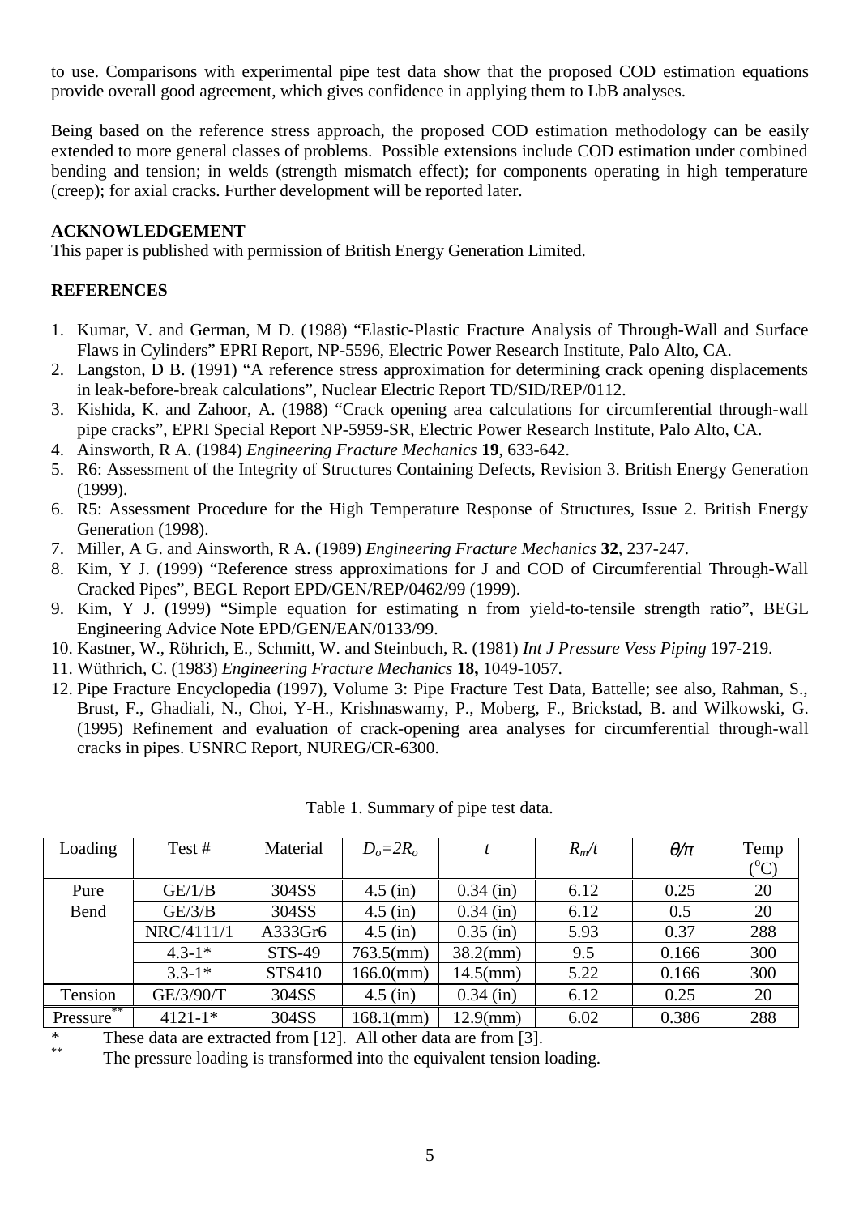to use. Comparisons with experimental pipe test data show that the proposed COD estimation equations provide overall good agreement, which gives confidence in applying them to LbB analyses.

Being based on the reference stress approach, the proposed COD estimation methodology can be easily extended to more general classes of problems. Possible extensions include COD estimation under combined bending and tension; in welds (strength mismatch effect); for components operating in high temperature (creep); for axial cracks. Further development will be reported later.

**ACKNOWLEDGEMENT**

This paper is published with permission of British Energy Generation Limited.

**REFERENCES**

1. Kumar, V. and German, M D. (1988) "Elastic-Plastic Fracture Analysis of Through-Wall and Surface Flaws in Cylinders" EPRI Report, NP-5596, Electric Power Research Institute, Palo Alto, CA.
2. Langston, D B. (1991) "A reference stress approximation for determining crack opening displacements in leak-before-break calculations", Nuclear Electric Report TD/SID/REP/0112.
3. Kishida, K. and Zahoor, A. (1988) "Crack opening area calculations for circumferential through-wall pipe cracks", EPRI Special Report NP-5959-SR, Electric Power Research Institute, Palo Alto, CA.
4. Ainsworth, R A. (1984) *Engineering Fracture Mechanics* **19**, 633-642.
5. R6: Assessment of the Integrity of Structures Containing Defects, Revision 3. British Energy Generation (1999).
6. R5: Assessment Procedure for the High Temperature Response of Structures, Issue 2. British Energy Generation (1998).
7. Miller, A G. and Ainsworth, R A. (1989) *Engineering Fracture Mechanics* **32**, 237-247.
8. Kim, Y J. (1999) "Reference stress approximations for J and COD of Circumferential Through-Wall Cracked Pipes", BEGL Report EPD/GEN/REP/0462/99 (1999).
9. Kim, Y J. (1999) "Simple equation for estimating n from yield-to-tensile strength ratio", BEGL Engineering Advice Note EPD/GEN/EAN/0133/99.
10. Kastner, W., Röhrich, E., Schmitt, W. and Steinbuch, R. (1981) *Int J Pressure Vess Piping* 197-219.
11. Wüthrich, C. (1983) *Engineering Fracture Mechanics* **18,** 1049-1057.
12. Pipe Fracture Encyclopedia (1997), Volume 3: Pipe Fracture Test Data, Battelle; see also, Rahman, S., Brust, F., Ghadiali, N., Choi, Y-H., Krishnaswamy, P., Moberg, F., Brickstad, B. and Wilkowski, G. (1995) Refinement and evaluation of crack-opening area analyses for circumferential through-wall cracks in pipes. USNRC Report, NUREG/CR-6300.

Table 1. Summary of pipe test data.

| Loading | Test # | Material | $D_o=2R_o$ | $t$ | $R_m/t$ | $\theta/\pi$ | Temp ($^o$C) |
|---|---|---|---|---|---|---|---|
| Pure Bend | GE/1/B | 304SS | 4.5 (in) | 0.34 (in) | 6.12 | 0.25 | 20 |
| | GE/3/B | 304SS | 4.5 (in) | 0.34 (in) | 6.12 | 0.5 | 20 |
| | NRC/4111/1 | A333Gr6 | 4.5 (in) | 0.35 (in) | 5.93 | 0.37 | 288 |
| | 4.3-1* | STS-49 | 763.5(mm) | 38.2(mm) | 9.5 | 0.166 | 300 |
| | 3.3-1* | STS410 | 166.0(mm) | 14.5(mm) | 5.22 | 0.166 | 300 |
| Tension | GE/3/90/T | 304SS | 4.5 (in) | 0.34 (in) | 6.12 | 0.25 | 20 |
| Pressure** | 4121-1* | 304SS | 168.1(mm) | 12.9(mm) | 6.02 | 0.386 | 288 |

\* These data are extracted from [12]. All other data are from [3].

\** The pressure loading is transformed into the equivalent tension loading.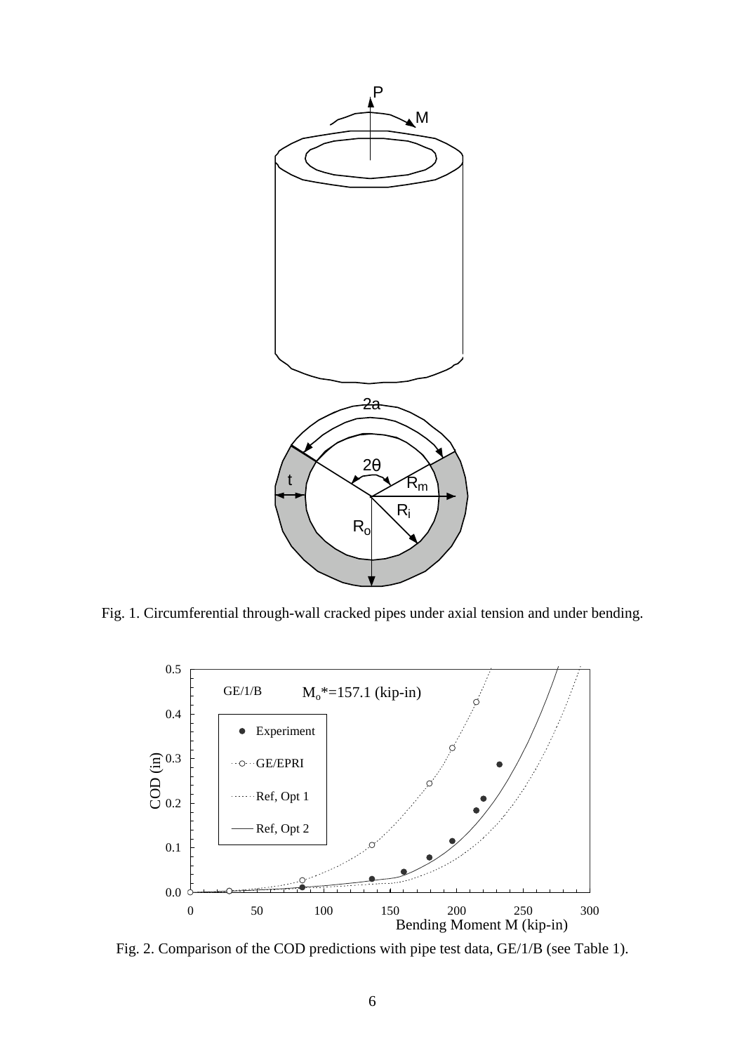Fig. 1. Circumferential through-wall cracked pipes under axial tension and under bending.

Fig. 2. Comparison of the COD predictions with pipe test data, GE/1/B (see Table 1).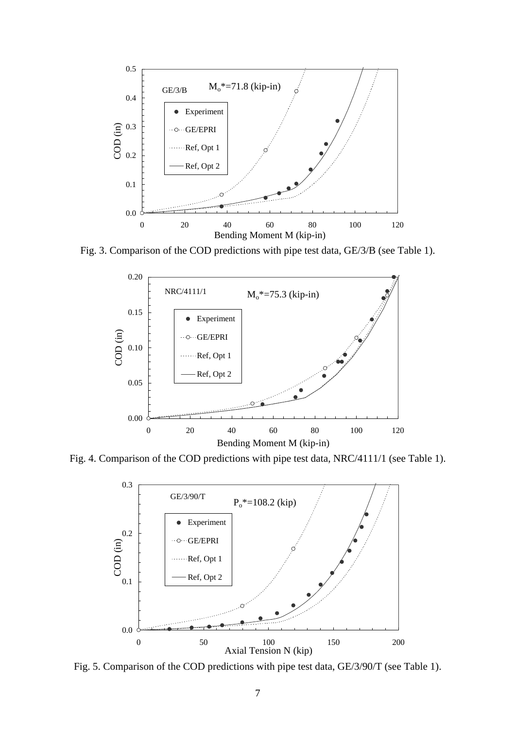GE/3/B

$M_o$*=71.8 (kip-in)

Experiment

GE/EPRI

Ref, Opt 1

Ref, Opt 2

COD (in)

0.0
0.1
0.2
0.3
0.4
0.5

0
20
40
60
80
100
120

Bending Moment M (kip-in)

Fig. 3. Comparison of the COD predictions with pipe test data, GE/3/B (see Table 1).

NRC/4111/1

$M_o$*=75.3 (kip-in)

Experiment

GE/EPRI

Ref, Opt 1

Ref, Opt 2

COD (in)

0.00
0.05
0.10
0.15
0.20

0
20
40
60
80
100
120

Bending Moment M (kip-in)

Fig. 4. Comparison of the COD predictions with pipe test data, NRC/4111/1 (see Table 1).

GE/3/90/T

$P_o$*=108.2 (kip)

Experiment

GE/EPRI

Ref, Opt 1

Ref, Opt 2

COD (in)

0.0
0.1
0.2
0.3

0
50
100
150
200

Axial Tension N (kip)

Fig. 5. Comparison of the COD predictions with pipe test data, GE/3/90/T (see Table 1).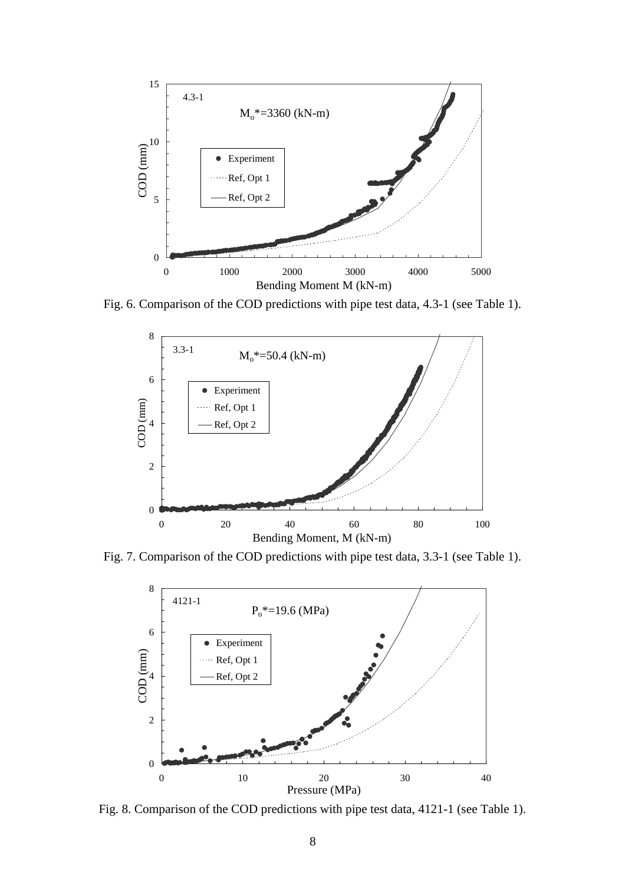4.3-1

$M_o^*$=3360 (kN-m)

COD (mm)

15
10
5
0

0 1000 2000 3000 4000 5000

Bending Moment M (kN-m)

Experiment
Ref, Opt 1
Ref, Opt 2

Fig. 6. Comparison of the COD predictions with pipe test data, 4.3-1 (see Table 1).

3.3-1

$M_o^*$=50.4 (kN-m)

COD (mm)

8
6
4
2
0

0 20 40 60 80 100

Bending Moment, M (kN-m)

Experiment
Ref, Opt 1
Ref, Opt 2

Fig. 7. Comparison of the COD predictions with pipe test data, 3.3-1 (see Table 1).

4121-1

$P_o^*$=19.6 (MPa)

COD (mm)

8
6
4
2
0

0 10 20 30 40

Pressure (MPa)

Experiment
Ref, Opt 1
Ref, Opt 2

Fig. 8. Comparison of the COD predictions with pipe test data, 4121-1 (see Table 1).